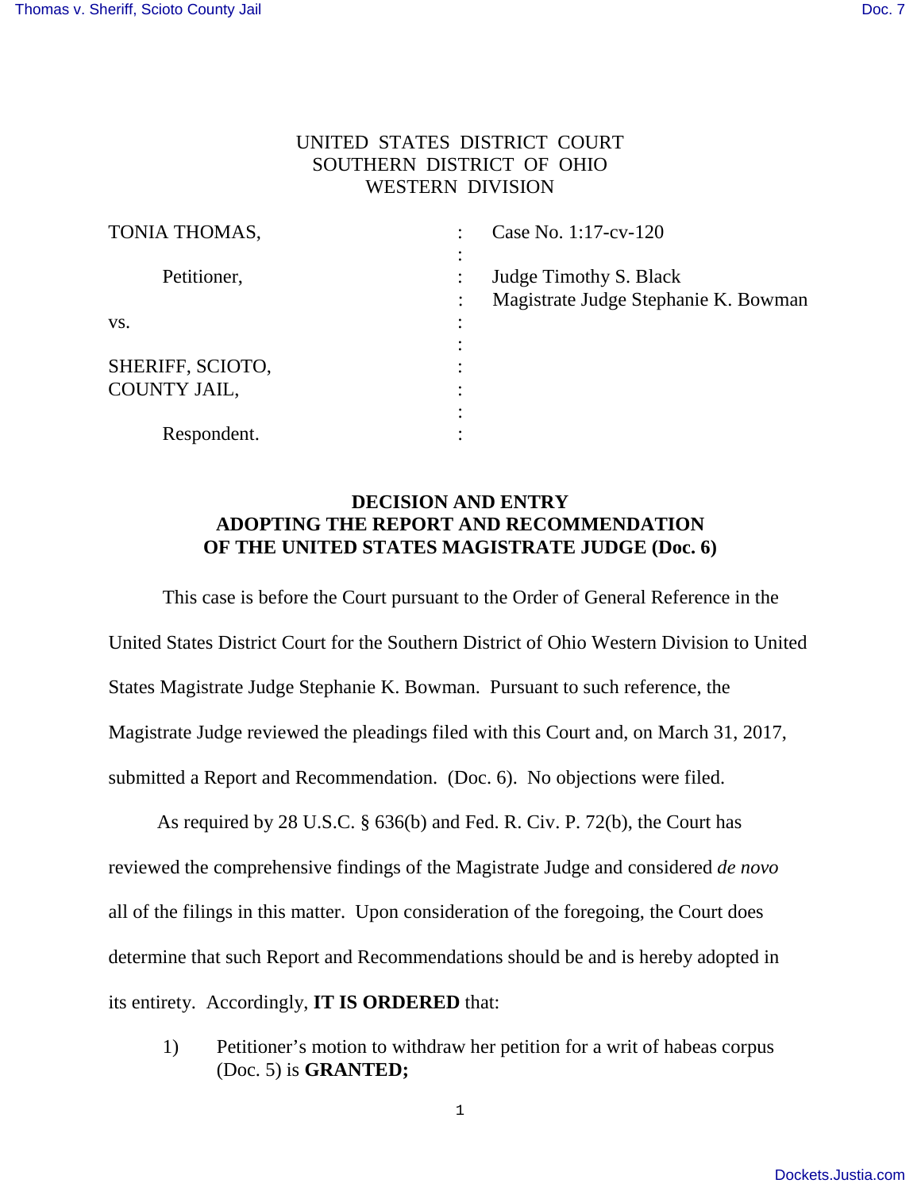UNITED STATES DISTRICT COURT
SOUTHERN DISTRICT OF OHIO
WESTERN DIVISION

| | | |
|---|---|---|
| TONIA THOMAS, | : | Case No. 1:17-cv-120 |
| Petitioner, | : | Judge Timothy S. Black |
| | : | Magistrate Judge Stephanie K. Bowman |
| vs. | : | |
| SHERIFF, SCIOTO, COUNTY JAIL, | : | |
| Respondent. | : | |

## DECISION AND ENTRY ADOPTING THE REPORT AND RECOMMENDATION OF THE UNITED STATES MAGISTRATE JUDGE (Doc. 6)

This case is before the Court pursuant to the Order of General Reference in the United States District Court for the Southern District of Ohio Western Division to United States Magistrate Judge Stephanie K. Bowman. Pursuant to such reference, the Magistrate Judge reviewed the pleadings filed with this Court and, on March 31, 2017, submitted a Report and Recommendation. (Doc. 6). No objections were filed.

As required by 28 U.S.C. § 636(b) and Fed. R. Civ. P. 72(b), the Court has reviewed the comprehensive findings of the Magistrate Judge and considered *de novo* all of the filings in this matter. Upon consideration of the foregoing, the Court does determine that such Report and Recommendations should be and is hereby adopted in its entirety. Accordingly, **IT IS ORDERED** that:

1) Petitioner's motion to withdraw her petition for a writ of habeas corpus (Doc. 5) is **GRANTED;**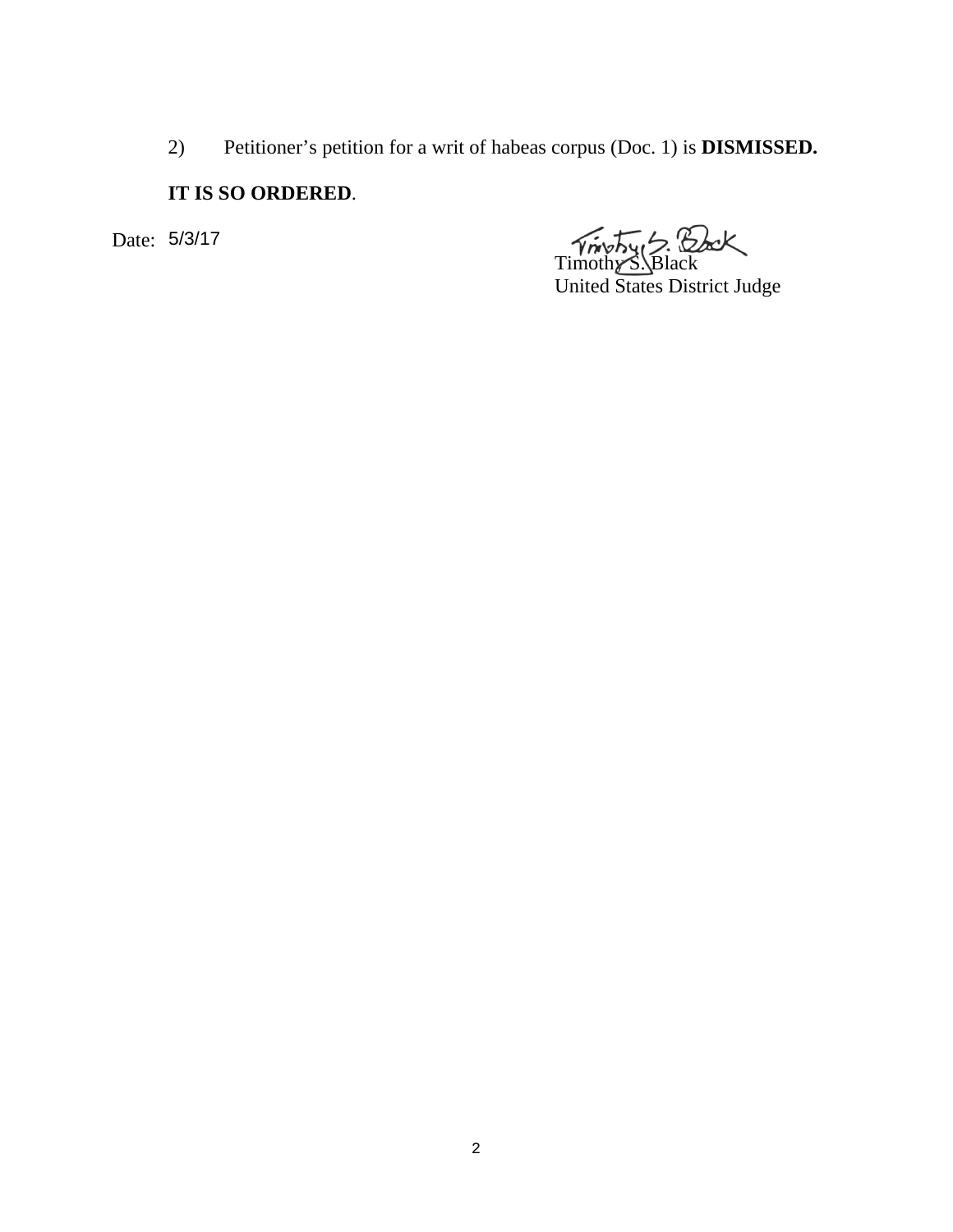2) Petitioner's petition for a writ of habeas corpus (Doc. 1) is **DISMISSED.**

**IT IS SO ORDERED**.

Date: 5/3/17

Timothy S. Black
United States District Judge